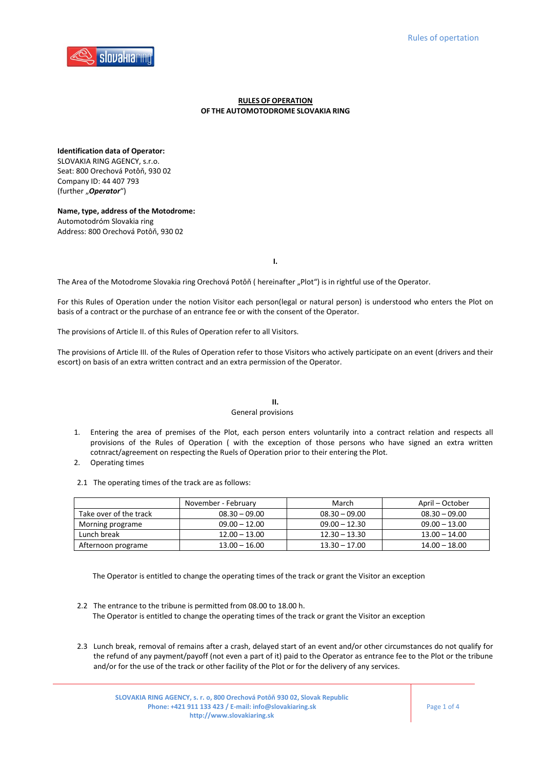# RULES OF OPERATION
## OF THE AUTOMOTODROME SLOVAKIA RING

**Identification data of Operator:**
SLOVAKIA RING AGENCY, s.r.o.
Seat: 800 Orechová Potôň, 930 02
Company ID: 44 407 793
(further „***Operator***")

**Name, type, address of the Motodrome:**
Automotodróm Slovakia ring
Address: 800 Orechová Potôň, 930 02

### I.

The Area of the Motodrome Slovakia ring Orechová Potôň ( hereinafter „Plot") is in rightful use of the Operator.

For this Rules of Operation under the notion Visitor each person(legal or natural person) is understood who enters the Plot on basis of a contract or the purchase of an entrance fee or with the consent of the Operator.

The provisions of Article II. of this Rules of Operation refer to all Visitors.

The provisions of Article III. of the Rules of Operation refer to those Visitors who actively participate on an event (drivers and their escort) on basis of an extra written contract and an extra permission of the Operator.

### II.
General provisions

1. Entering the area of premises of the Plot, each person enters voluntarily into a contract relation and respects all provisions of the Rules of Operation ( with the exception of those persons who have signed an extra written cotnract/agreement on respecting the Ruels of Operation prior to their entering the Plot.
2. Operating times

2.1 The operating times of the track are as follows:

| | November - February | March | April – October |
|---|---|---|---|
| Take over of the track | 08.30 – 09.00 | 08.30 – 09.00 | 08.30 – 09.00 |
| Morning programe | 09.00 – 12.00 | 09.00 – 12.30 | 09.00 – 13.00 |
| Lunch break | 12.00 – 13.00 | 12.30 – 13.30 | 13.00 – 14.00 |
| Afternoon programe | 13.00 – 16.00 | 13.30 – 17.00 | 14.00 – 18.00 |

The Operator is entitled to change the operating times of the track or grant the Visitor an exception

2.2 The entrance to the tribune is permitted from 08.00 to 18.00 h.
The Operator is entitled to change the operating times of the track or grant the Visitor an exception

2.3 Lunch break, removal of remains after a crash, delayed start of an event and/or other circumstances do not qualify for the refund of any payment/payoff (not even a part of it) paid to the Operator as entrance fee to the Plot or the tribune and/or for the use of the track or other facility of the Plot or for the delivery of any services.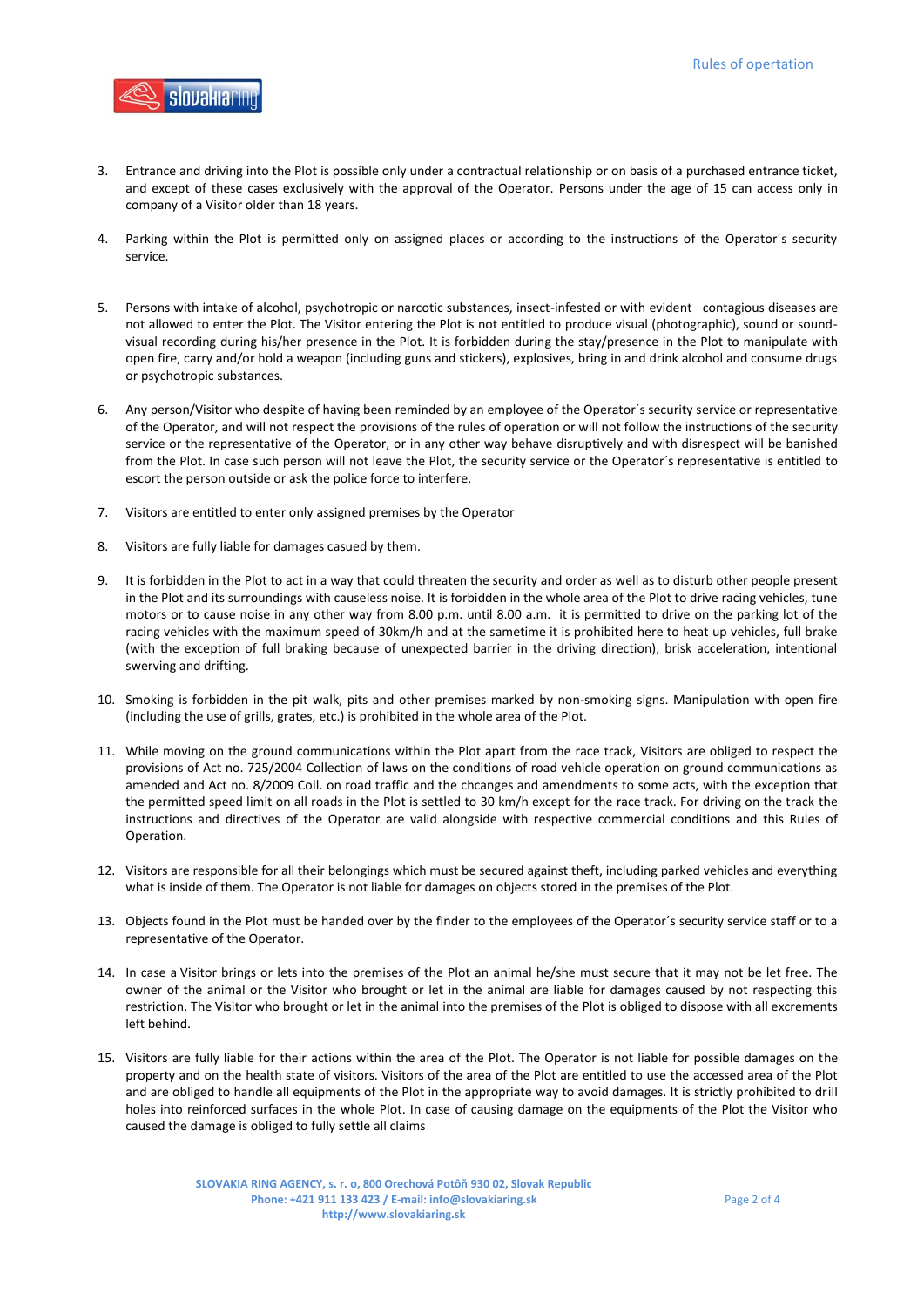3. Entrance and driving into the Plot is possible only under a contractual relationship or on basis of a purchased entrance ticket, and except of these cases exclusively with the approval of the Operator. Persons under the age of 15 can access only in company of a Visitor older than 18 years.

4. Parking within the Plot is permitted only on assigned places or according to the instructions of the Operator´s security service.

5. Persons with intake of alcohol, psychotropic or narcotic substances, insect-infested or with evident contagious diseases are not allowed to enter the Plot. The Visitor entering the Plot is not entitled to produce visual (photographic), sound or sound-visual recording during his/her presence in the Plot. It is forbidden during the stay/presence in the Plot to manipulate with open fire, carry and/or hold a weapon (including guns and stickers), explosives, bring in and drink alcohol and consume drugs or psychotropic substances.

6. Any person/Visitor who despite of having been reminded by an employee of the Operator´s security service or representative of the Operator, and will not respect the provisions of the rules of operation or will not follow the instructions of the security service or the representative of the Operator, or in any other way behave disruptively and with disrespect will be banished from the Plot. In case such person will not leave the Plot, the security service or the Operator´s representative is entitled to escort the person outside or ask the police force to interfere.

7. Visitors are entitled to enter only assigned premises by the Operator

8. Visitors are fully liable for damages casued by them.

9. It is forbidden in the Plot to act in a way that could threaten the security and order as well as to disturb other people present in the Plot and its surroundings with causeless noise. It is forbidden in the whole area of the Plot to drive racing vehicles, tune motors or to cause noise in any other way from 8.00 p.m. until 8.00 a.m. it is permitted to drive on the parking lot of the racing vehicles with the maximum speed of 30km/h and at the sametime it is prohibited here to heat up vehicles, full brake (with the exception of full braking because of unexpected barrier in the driving direction), brisk acceleration, intentional swerving and drifting.

10. Smoking is forbidden in the pit walk, pits and other premises marked by non-smoking signs. Manipulation with open fire (including the use of grills, grates, etc.) is prohibited in the whole area of the Plot.

11. While moving on the ground communications within the Plot apart from the race track, Visitors are obliged to respect the provisions of Act no. 725/2004 Collection of laws on the conditions of road vehicle operation on ground communications as amended and Act no. 8/2009 Coll. on road traffic and the chcanges and amendments to some acts, with the exception that the permitted speed limit on all roads in the Plot is settled to 30 km/h except for the race track. For driving on the track the instructions and directives of the Operator are valid alongside with respective commercial conditions and this Rules of Operation.

12. Visitors are responsible for all their belongings which must be secured against theft, including parked vehicles and everything what is inside of them. The Operator is not liable for damages on objects stored in the premises of the Plot.

13. Objects found in the Plot must be handed over by the finder to the employees of the Operator´s security service staff or to a representative of the Operator.

14. In case a Visitor brings or lets into the premises of the Plot an animal he/she must secure that it may not be let free. The owner of the animal or the Visitor who brought or let in the animal are liable for damages caused by not respecting this restriction. The Visitor who brought or let in the animal into the premises of the Plot is obliged to dispose with all excrements left behind.

15. Visitors are fully liable for their actions within the area of the Plot. The Operator is not liable for possible damages on the property and on the health state of visitors. Visitors of the area of the Plot are entitled to use the accessed area of the Plot and are obliged to handle all equipments of the Plot in the appropriate way to avoid damages. It is strictly prohibited to drill holes into reinforced surfaces in the whole Plot. In case of causing damage on the equipments of the Plot the Visitor who caused the damage is obliged to fully settle all claims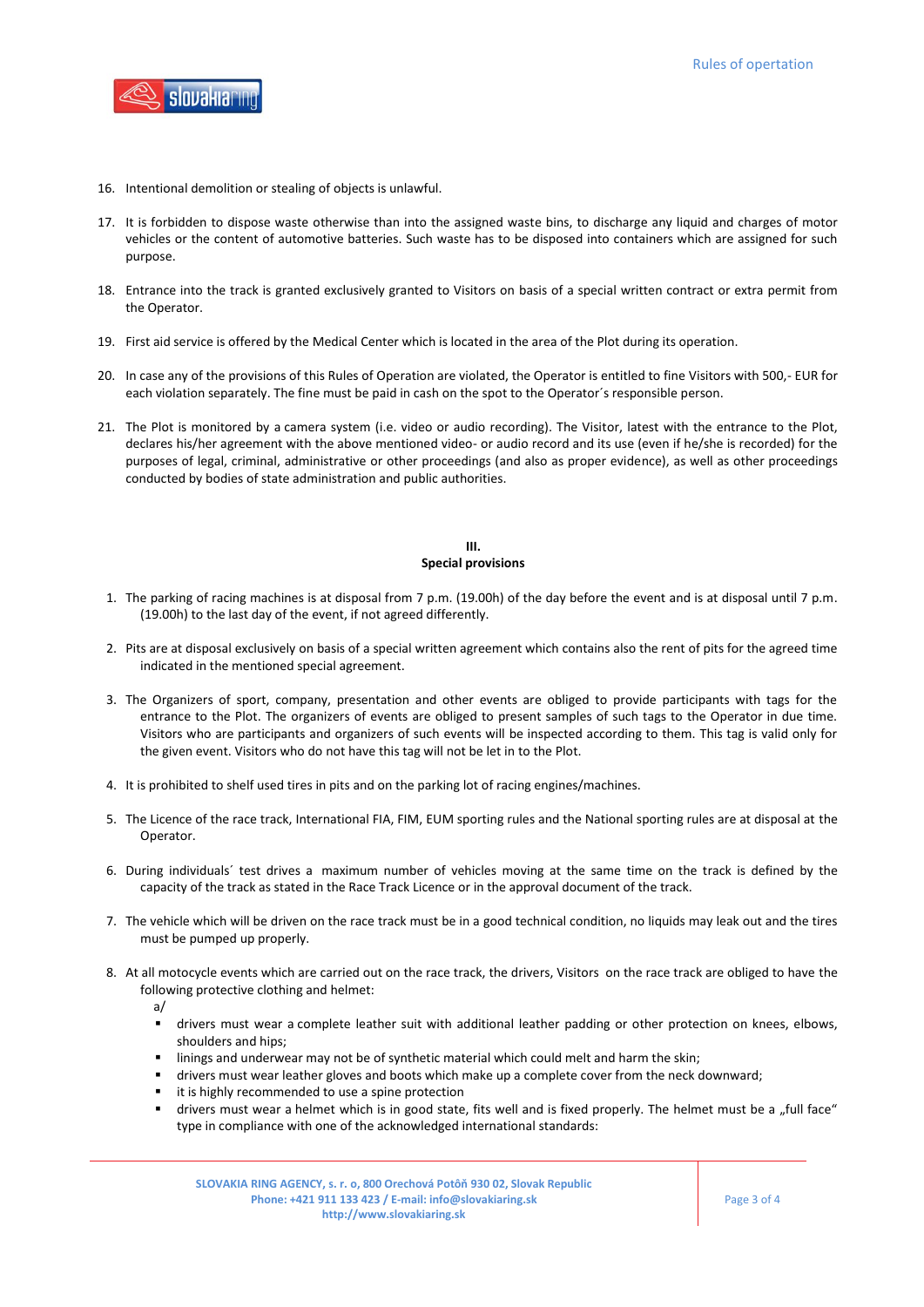16. Intentional demolition or stealing of objects is unlawful.

17. It is forbidden to dispose waste otherwise than into the assigned waste bins, to discharge any liquid and charges of motor vehicles or the content of automotive batteries. Such waste has to be disposed into containers which are assigned for such purpose.

18. Entrance into the track is granted exclusively granted to Visitors on basis of a special written contract or extra permit from the Operator.

19. First aid service is offered by the Medical Center which is located in the area of the Plot during its operation.

20. In case any of the provisions of this Rules of Operation are violated, the Operator is entitled to fine Visitors with 500,- EUR for each violation separately. The fine must be paid in cash on the spot to the Operator´s responsible person.

21. The Plot is monitored by a camera system (i.e. video or audio recording). The Visitor, latest with the entrance to the Plot, declares his/her agreement with the above mentioned video- or audio record and its use (even if he/she is recorded) for the purposes of legal, criminal, administrative or other proceedings (and also as proper evidence), as well as other proceedings conducted by bodies of state administration and public authorities.

## III.
## Special provisions

1. The parking of racing machines is at disposal from 7 p.m. (19.00h) of the day before the event and is at disposal until 7 p.m. (19.00h) to the last day of the event, if not agreed differently.

2. Pits are at disposal exclusively on basis of a special written agreement which contains also the rent of pits for the agreed time indicated in the mentioned special agreement.

3. The Organizers of sport, company, presentation and other events are obliged to provide participants with tags for the entrance to the Plot. The organizers of events are obliged to present samples of such tags to the Operator in due time. Visitors who are participants and organizers of such events will be inspected according to them. This tag is valid only for the given event. Visitors who do not have this tag will not be let in to the Plot.

4. It is prohibited to shelf used tires in pits and on the parking lot of racing engines/machines.

5. The Licence of the race track, International FIA, FIM, EUM sporting rules and the National sporting rules are at disposal at the Operator.

6. During individuals´ test drives a maximum number of vehicles moving at the same time on the track is defined by the capacity of the track as stated in the Race Track Licence or in the approval document of the track.

7. The vehicle which will be driven on the race track must be in a good technical condition, no liquids may leak out and the tires must be pumped up properly.

8. At all motocycle events which are carried out on the race track, the drivers, Visitors on the race track are obliged to have the following protective clothing and helmet:

   a/
   - drivers must wear a complete leather suit with additional leather padding or other protection on knees, elbows, shoulders and hips;
   - linings and underwear may not be of synthetic material which could melt and harm the skin;
   - drivers must wear leather gloves and boots which make up a complete cover from the neck downward;
   - it is highly recommended to use a spine protection
   - drivers must wear a helmet which is in good state, fits well and is fixed properly. The helmet must be a „full face" type in compliance with one of the acknowledged international standards: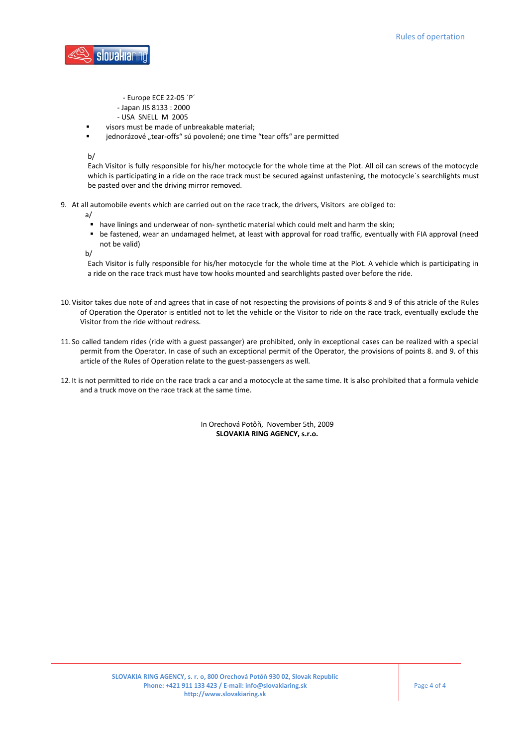- Europe ECE 22-05 ´P´
- Japan JIS 8133 : 2000
- USA SNELL M 2005

- visors must be made of unbreakable material;
- jednorázové „tear-offs“ sú povolené; one time “tear offs“ are permitted

b/
Each Visitor is fully responsible for his/her motocycle for the whole time at the Plot. All oil can screws of the motocycle which is participating in a ride on the race track must be secured against unfastening, the motocycle´s searchlights must be pasted over and the driving mirror removed.

9. At all automobile events which are carried out on the race track, the drivers, Visitors are obliged to:

   a/
   - have linings and underwear of non- synthetic material which could melt and harm the skin;
   - be fastened, wear an undamaged helmet, at least with approval for road traffic, eventually with FIA approval (need not be valid)

   b/
   Each Visitor is fully responsible for his/her motocycle for the whole time at the Plot. A vehicle which is participating in a ride on the race track must have tow hooks mounted and searchlights pasted over before the ride.

10. Visitor takes due note of and agrees that in case of not respecting the provisions of points 8 and 9 of this atricle of the Rules of Operation the Operator is entitled not to let the vehicle or the Visitor to ride on the race track, eventually exclude the Visitor from the ride without redress.

11. So called tandem rides (ride with a guest passanger) are prohibited, only in exceptional cases can be realized with a special permit from the Operator. In case of such an exceptional permit of the Operator, the provisions of points 8. and 9. of this article of the Rules of Operation relate to the guest-passengers as well.

12. It is not permitted to ride on the race track a car and a motocycle at the same time. It is also prohibited that a formula vehicle and a truck move on the race track at the same time.

In Orechová Potôň, November 5th, 2009
**SLOVAKIA RING AGENCY, s.r.o.**